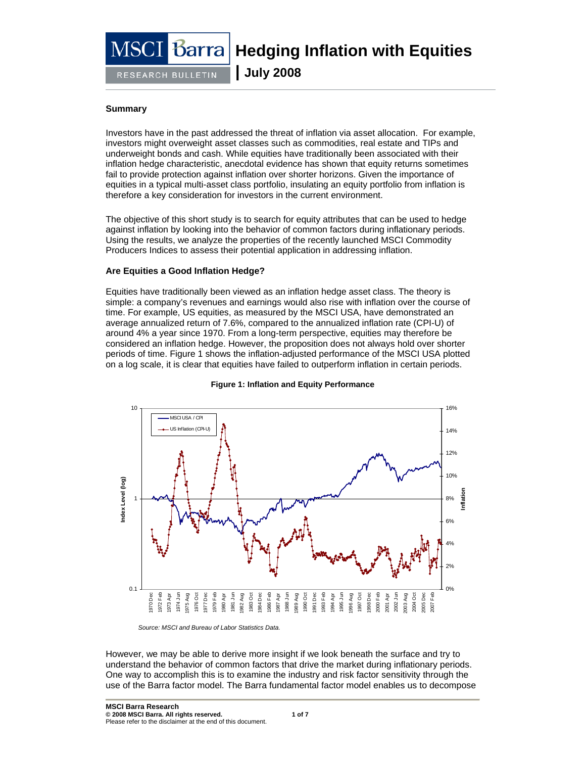# Hedging Inflation with Equities

**July 2008**

MSCI Barra RESEARCH BULLETIN

## Summary

Investors have in the past addressed the threat of inflation via asset allocation. For example, investors might overweight asset classes such as commodities, real estate and TIPs and underweight bonds and cash. While equities have traditionally been associated with their inflation hedge characteristic, anecdotal evidence has shown that equity returns sometimes fail to provide protection against inflation over shorter horizons. Given the importance of equities in a typical multi-asset class portfolio, insulating an equity portfolio from inflation is therefore a key consideration for investors in the current environment.

The objective of this short study is to search for equity attributes that can be used to hedge against inflation by looking into the behavior of common factors during inflationary periods. Using the results, we analyze the properties of the recently launched MSCI Commodity Producers Indices to assess their potential application in addressing inflation.

## Are Equities a Good Inflation Hedge?

Equities have traditionally been viewed as an inflation hedge asset class. The theory is simple: a company's revenues and earnings would also rise with inflation over the course of time. For example, US equities, as measured by the MSCI USA, have demonstrated an average annualized return of 7.6%, compared to the annualized inflation rate (CPI-U) of around 4% a year since 1970. From a long-term perspective, equities may therefore be considered an inflation hedge. However, the proposition does not always hold over shorter periods of time. Figure 1 shows the inflation-adjusted performance of the MSCI USA plotted on a log scale, it is clear that equities have failed to outperform inflation in certain periods.

**Figure 1: Inflation and Equity Performance**

*Source: MSCI and Bureau of Labor Statistics Data.*

However, we may be able to derive more insight if we look beneath the surface and try to understand the behavior of common factors that drive the market during inflationary periods. One way to accomplish this is to examine the industry and risk factor sensitivity through the use of the Barra factor model. The Barra fundamental factor model enables us to decompose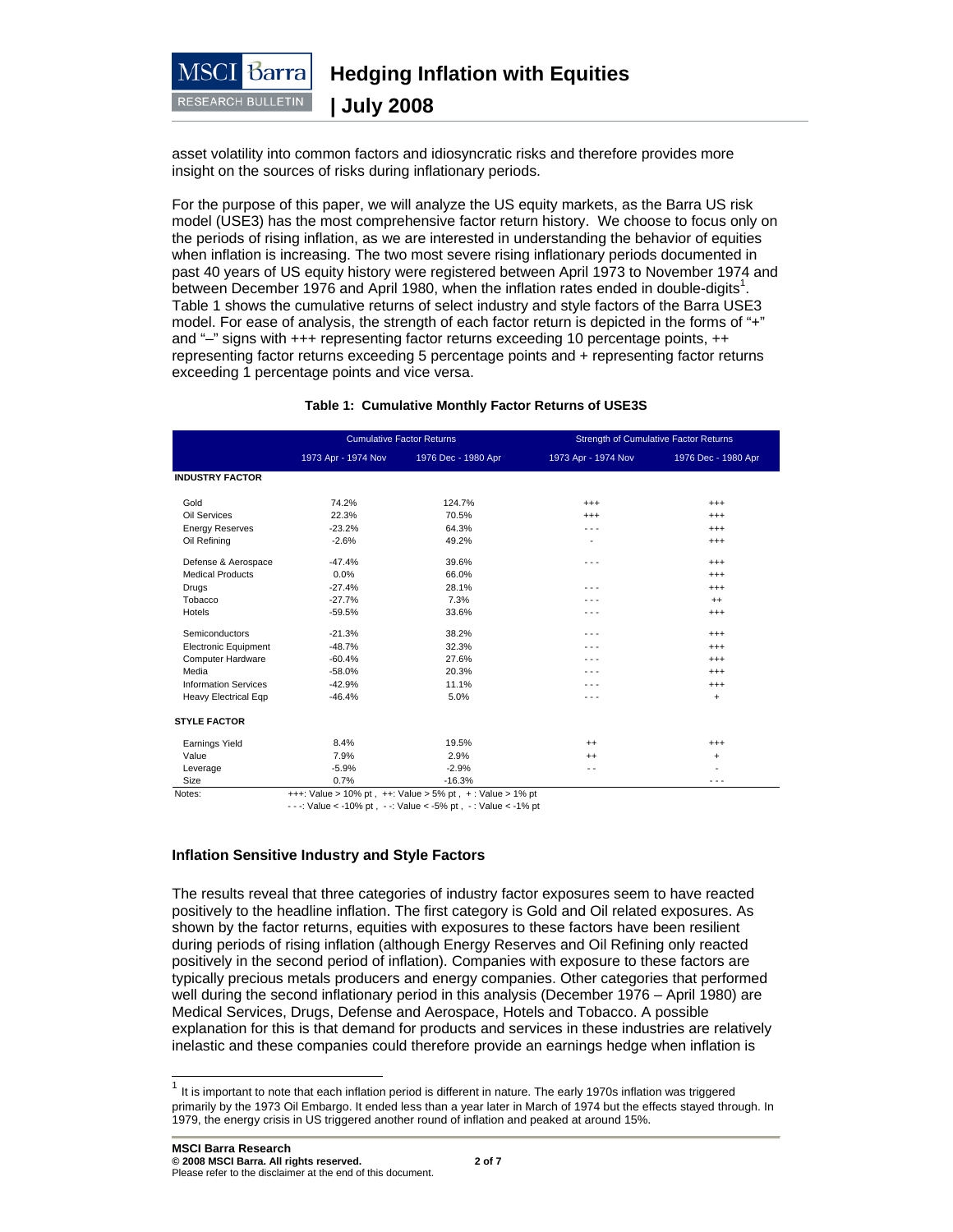asset volatility into common factors and idiosyncratic risks and therefore provides more insight on the sources of risks during inflationary periods.

For the purpose of this paper, we will analyze the US equity markets, as the Barra US risk model (USE3) has the most comprehensive factor return history. We choose to focus only on the periods of rising inflation, as we are interested in understanding the behavior of equities when inflation is increasing. The two most severe rising inflationary periods documented in past 40 years of US equity history were registered between April 1973 to November 1974 and between December 1976 and April 1980, when the inflation rates ended in double-digits[1]. Table 1 shows the cumulative returns of select industry and style factors of the Barra USE3 model. For ease of analysis, the strength of each factor return is depicted in the forms of "+" and "–" signs with +++ representing factor returns exceeding 10 percentage points, ++ representing factor returns exceeding 5 percentage points and + representing factor returns exceeding 1 percentage points and vice versa.

**Table 1: Cumulative Monthly Factor Returns of USE3S**

| | Cumulative Factor Returns | | Strength of Cumulative Factor Returns | |
|---|---|---|---|---|
| | 1973 Apr - 1974 Nov | 1976 Dec - 1980 Apr | 1973 Apr - 1974 Nov | 1976 Dec - 1980 Apr |
| **INDUSTRY FACTOR** | | | | |
| Gold | 74.2% | 124.7% | +++ | +++ |
| Oil Services | 22.3% | 70.5% | +++ | +++ |
| Energy Reserves | -23.2% | 64.3% | - - - | +++ |
| Oil Refining | -2.6% | 49.2% | - | +++ |
| Defense & Aerospace | -47.4% | 39.6% | - - - | +++ |
| Medical Products | 0.0% | 66.0% | | +++ |
| Drugs | -27.4% | 28.1% | - - - | +++ |
| Tobacco | -27.7% | 7.3% | - - - | ++ |
| Hotels | -59.5% | 33.6% | - - - | +++ |
| Semiconductors | -21.3% | 38.2% | - - - | +++ |
| Electronic Equipment | -48.7% | 32.3% | - - - | +++ |
| Computer Hardware | -60.4% | 27.6% | - - - | +++ |
| Media | -58.0% | 20.3% | - - - | +++ |
| Information Services | -42.9% | 11.1% | - - - | +++ |
| Heavy Electrical Eqp | -46.4% | 5.0% | - - - | + |
| **STYLE FACTOR** | | | | |
| Earnings Yield | 8.4% | 19.5% | ++ | +++ |
| Value | 7.9% | 2.9% | ++ | + |
| Leverage | -5.9% | -2.9% | - - | - |
| Size | 0.7% | -16.3% | | - - - |

Notes: +++: Value > 10% pt , ++: Value > 5% pt , + : Value > 1% pt
- - -: Value < -10% pt , - -: Value < -5% pt , - : Value < -1% pt

## Inflation Sensitive Industry and Style Factors

The results reveal that three categories of industry factor exposures seem to have reacted positively to the headline inflation. The first category is Gold and Oil related exposures. As shown by the factor returns, equities with exposures to these factors have been resilient during periods of rising inflation (although Energy Reserves and Oil Refining only reacted positively in the second period of inflation). Companies with exposure to these factors are typically precious metals producers and energy companies. Other categories that performed well during the second inflationary period in this analysis (December 1976 – April 1980) are Medical Services, Drugs, Defense and Aerospace, Hotels and Tobacco. A possible explanation for this is that demand for products and services in these industries are relatively inelastic and these companies could therefore provide an earnings hedge when inflation is

[1] It is important to note that each inflation period is different in nature. The early 1970s inflation was triggered primarily by the 1973 Oil Embargo. It ended less than a year later in March of 1974 but the effects stayed through. In 1979, the energy crisis in US triggered another round of inflation and peaked at around 15%.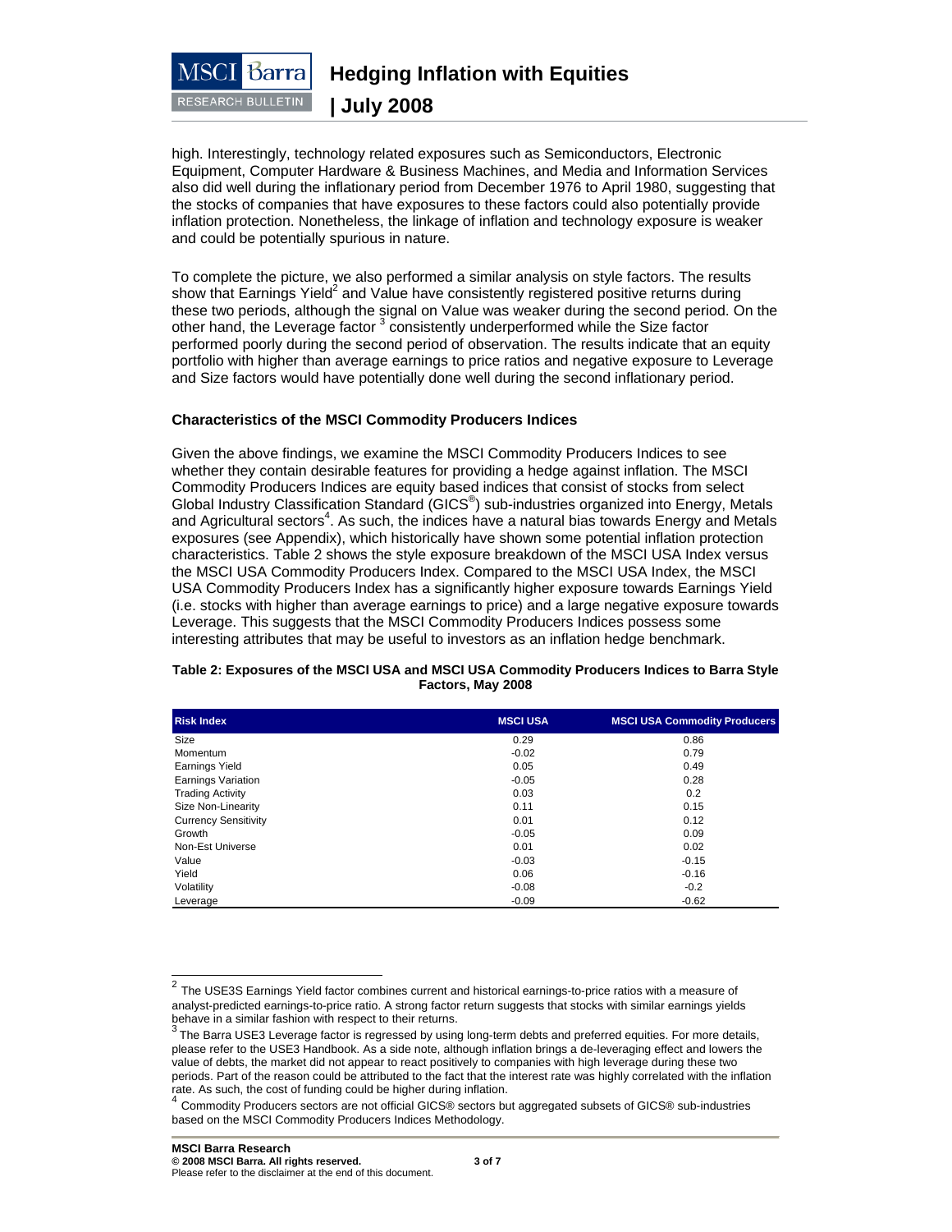high. Interestingly, technology related exposures such as Semiconductors, Electronic Equipment, Computer Hardware & Business Machines, and Media and Information Services also did well during the inflationary period from December 1976 to April 1980, suggesting that the stocks of companies that have exposures to these factors could also potentially provide inflation protection. Nonetheless, the linkage of inflation and technology exposure is weaker and could be potentially spurious in nature.

To complete the picture, we also performed a similar analysis on style factors. The results show that Earnings Yield[2] and Value have consistently registered positive returns during these two periods, although the signal on Value was weaker during the second period. On the other hand, the Leverage factor [3] consistently underperformed while the Size factor performed poorly during the second period of observation. The results indicate that an equity portfolio with higher than average earnings to price ratios and negative exposure to Leverage and Size factors would have potentially done well during the second inflationary period.

### Characteristics of the MSCI Commodity Producers Indices

Given the above findings, we examine the MSCI Commodity Producers Indices to see whether they contain desirable features for providing a hedge against inflation. The MSCI Commodity Producers Indices are equity based indices that consist of stocks from select Global Industry Classification Standard (GICS®) sub-industries organized into Energy, Metals and Agricultural sectors[4]. As such, the indices have a natural bias towards Energy and Metals exposures (see Appendix), which historically have shown some potential inflation protection characteristics. Table 2 shows the style exposure breakdown of the MSCI USA Index versus the MSCI USA Commodity Producers Index. Compared to the MSCI USA Index, the MSCI USA Commodity Producers Index has a significantly higher exposure towards Earnings Yield (i.e. stocks with higher than average earnings to price) and a large negative exposure towards Leverage. This suggests that the MSCI Commodity Producers Indices possess some interesting attributes that may be useful to investors as an inflation hedge benchmark.

**Table 2: Exposures of the MSCI USA and MSCI USA Commodity Producers Indices to Barra Style Factors, May 2008**

| Risk Index | MSCI USA | MSCI USA Commodity Producers |
|---|---|---|
| Size | 0.29 | 0.86 |
| Momentum | -0.02 | 0.79 |
| Earnings Yield | 0.05 | 0.49 |
| Earnings Variation | -0.05 | 0.28 |
| Trading Activity | 0.03 | 0.2 |
| Size Non-Linearity | 0.11 | 0.15 |
| Currency Sensitivity | 0.01 | 0.12 |
| Growth | -0.05 | 0.09 |
| Non-Est Universe | 0.01 | 0.02 |
| Value | -0.03 | -0.15 |
| Yield | 0.06 | -0.16 |
| Volatility | -0.08 | -0.2 |
| Leverage | -0.09 | -0.62 |

[2] The USE3S Earnings Yield factor combines current and historical earnings-to-price ratios with a measure of analyst-predicted earnings-to-price ratio. A strong factor return suggests that stocks with similar earnings yields behave in a similar fashion with respect to their returns.

[3] The Barra USE3 Leverage factor is regressed by using long-term debts and preferred equities. For more details, please refer to the USE3 Handbook. As a side note, although inflation brings a de-leveraging effect and lowers the value of debts, the market did not appear to react positively to companies with high leverage during these two periods. Part of the reason could be attributed to the fact that the interest rate was highly correlated with the inflation rate. As such, the cost of funding could be higher during inflation.

[4] Commodity Producers sectors are not official GICS® sectors but aggregated subsets of GICS® sub-industries based on the MSCI Commodity Producers Indices Methodology.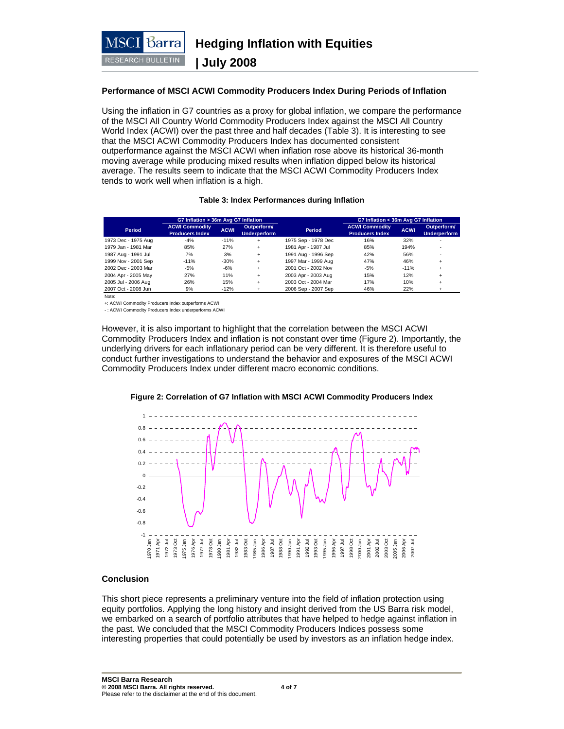### Performance of MSCI ACWI Commodity Producers Index During Periods of Inflation

Using the inflation in G7 countries as a proxy for global inflation, we compare the performance of the MSCI All Country World Commodity Producers Index against the MSCI All Country World Index (ACWI) over the past three and half decades (Table 3). It is interesting to see that the MSCI ACWI Commodity Producers Index has documented consistent outperformance against the MSCI ACWI when inflation rose above its historical 36-month moving average while producing mixed results when inflation dipped below its historical average. The results seem to indicate that the MSCI ACWI Commodity Producers Index tends to work well when inflation is a high.

**Table 3: Index Performances during Inflation**

| | G7 Inflation > 36m Avg G7 Inflation | | | | G7 Inflation < 36m Avg G7 Inflation | | |
|---|---|---|---|---|---|---|---|
| Period | ACWI Commodity Producers Index | ACWI | Outperform/ Underperform | Period | ACWI Commodity Producers Index | ACWI | Outperform/ Underperform |
| 1973 Dec - 1975 Aug | -4% | -11% | + | 1975 Sep - 1978 Dec | 16% | 32% | - |
| 1979 Jan - 1981 Mar | 85% | 27% | + | 1981 Apr - 1987 Jul | 85% | 194% | - |
| 1987 Aug - 1991 Jul | 7% | 3% | + | 1991 Aug - 1996 Sep | 42% | 56% | - |
| 1999 Nov - 2001 Sep | -11% | -30% | + | 1997 Mar - 1999 Aug | 47% | 46% | + |
| 2002 Dec - 2003 Mar | -5% | -6% | + | 2001 Oct - 2002 Nov | -5% | -11% | + |
| 2004 Apr - 2005 May | 27% | 11% | + | 2003 Apr - 2003 Aug | 15% | 12% | + |
| 2005 Jul - 2006 Aug | 26% | 15% | + | 2003 Oct - 2004 Mar | 17% | 10% | + |
| 2007 Oct - 2008 Jun | 9% | -12% | + | 2006 Sep - 2007 Sep | 46% | 22% | + |

Note:
+: ACWI Commodity Producers Index outperforms ACWI
- : ACWI Commodity Producers Index underperforms ACWI

However, it is also important to highlight that the correlation between the MSCI ACWI Commodity Producers Index and inflation is not constant over time (Figure 2). Importantly, the underlying drivers for each inflationary period can be very different. It is therefore useful to conduct further investigations to understand the behavior and exposures of the MSCI ACWI Commodity Producers Index under different macro economic conditions.

**Figure 2: Correlation of G7 Inflation with MSCI ACWI Commodity Producers Index**

### Conclusion

This short piece represents a preliminary venture into the field of inflation protection using equity portfolios. Applying the long history and insight derived from the US Barra risk model, we embarked on a search of portfolio attributes that have helped to hedge against inflation in the past. We concluded that the MSCI Commodity Producers Indices possess some interesting properties that could potentially be used by investors as an inflation hedge index.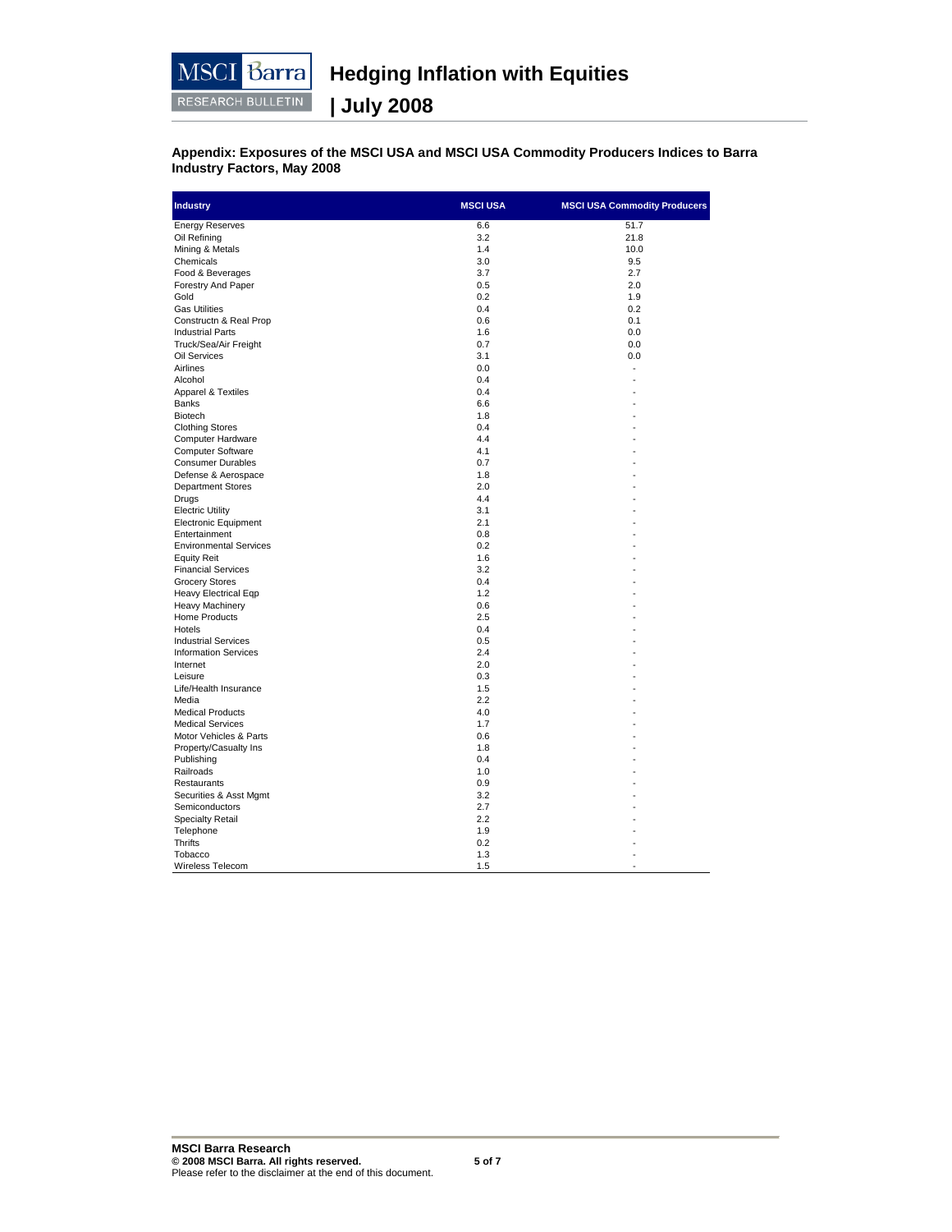## Appendix: Exposures of the MSCI USA and MSCI USA Commodity Producers Indices to Barra Industry Factors, May 2008

| Industry | MSCI USA | MSCI USA Commodity Producers |
|---|---|---|
| Energy Reserves | 6.6 | 51.7 |
| Oil Refining | 3.2 | 21.8 |
| Mining & Metals | 1.4 | 10.0 |
| Chemicals | 3.0 | 9.5 |
| Food & Beverages | 3.7 | 2.7 |
| Forestry And Paper | 0.5 | 2.0 |
| Gold | 0.2 | 1.9 |
| Gas Utilities | 0.4 | 0.2 |
| Constructn & Real Prop | 0.6 | 0.1 |
| Industrial Parts | 1.6 | 0.0 |
| Truck/Sea/Air Freight | 0.7 | 0.0 |
| Oil Services | 3.1 | 0.0 |
| Airlines | 0.0 | - |
| Alcohol | 0.4 | - |
| Apparel & Textiles | 0.4 | - |
| Banks | 6.6 | - |
| Biotech | 1.8 | - |
| Clothing Stores | 0.4 | - |
| Computer Hardware | 4.4 | - |
| Computer Software | 4.1 | - |
| Consumer Durables | 0.7 | - |
| Defense & Aerospace | 1.8 | - |
| Department Stores | 2.0 | - |
| Drugs | 4.4 | - |
| Electric Utility | 3.1 | - |
| Electronic Equipment | 2.1 | - |
| Entertainment | 0.8 | - |
| Environmental Services | 0.2 | - |
| Equity Reit | 1.6 | - |
| Financial Services | 3.2 | - |
| Grocery Stores | 0.4 | - |
| Heavy Electrical Eqp | 1.2 | - |
| Heavy Machinery | 0.6 | - |
| Home Products | 2.5 | - |
| Hotels | 0.4 | - |
| Industrial Services | 0.5 | - |
| Information Services | 2.4 | - |
| Internet | 2.0 | - |
| Leisure | 0.3 | - |
| Life/Health Insurance | 1.5 | - |
| Media | 2.2 | - |
| Medical Products | 4.0 | - |
| Medical Services | 1.7 | - |
| Motor Vehicles & Parts | 0.6 | - |
| Property/Casualty Ins | 1.8 | - |
| Publishing | 0.4 | - |
| Railroads | 1.0 | - |
| Restaurants | 0.9 | - |
| Securities & Asst Mgmt | 3.2 | - |
| Semiconductors | 2.7 | - |
| Specialty Retail | 2.2 | - |
| Telephone | 1.9 | - |
| Thrifts | 0.2 | - |
| Tobacco | 1.3 | - |
| Wireless Telecom | 1.5 | - |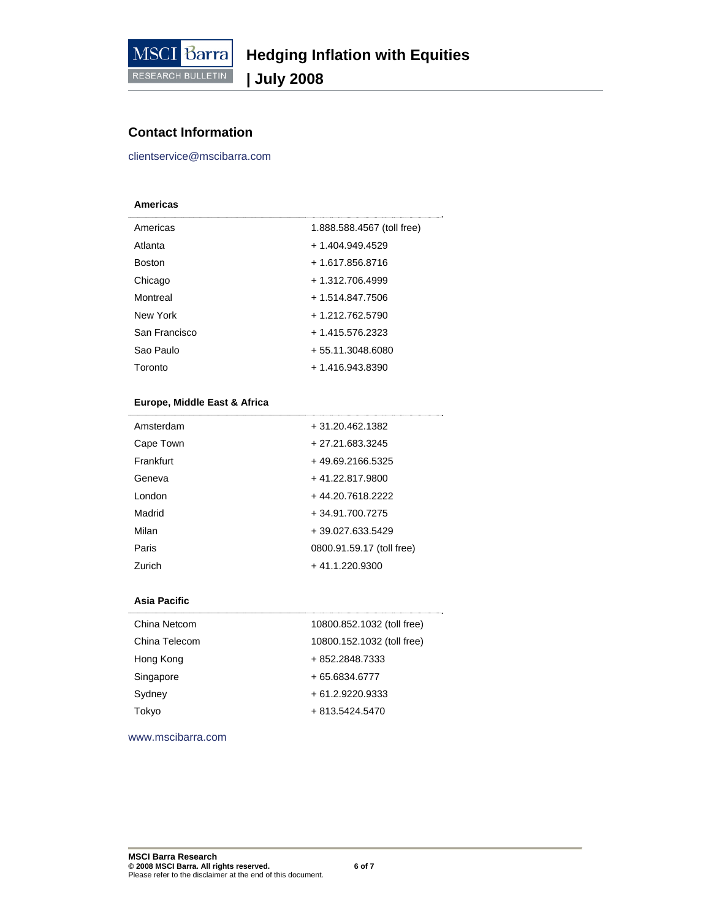## Contact Information

clientservice@mscibarra.com

| **Americas** | |
|---|---|
| Americas | 1.888.588.4567 (toll free) |
| Atlanta | + 1.404.949.4529 |
| Boston | + 1.617.856.8716 |
| Chicago | + 1.312.706.4999 |
| Montreal | + 1.514.847.7506 |
| New York | + 1.212.762.5790 |
| San Francisco | + 1.415.576.2323 |
| Sao Paulo | + 55.11.3048.6080 |
| Toronto | + 1.416.943.8390 |

| **Europe, Middle East & Africa** | |
|---|---|
| Amsterdam | + 31.20.462.1382 |
| Cape Town | + 27.21.683.3245 |
| Frankfurt | + 49.69.2166.5325 |
| Geneva | + 41.22.817.9800 |
| London | + 44.20.7618.2222 |
| Madrid | + 34.91.700.7275 |
| Milan | + 39.027.633.5429 |
| Paris | 0800.91.59.17 (toll free) |
| Zurich | + 41.1.220.9300 |

| **Asia Pacific** | |
|---|---|
| China Netcom | 10800.852.1032 (toll free) |
| China Telecom | 10800.152.1032 (toll free) |
| Hong Kong | + 852.2848.7333 |
| Singapore | + 65.6834.6777 |
| Sydney | + 61.2.9220.9333 |
| Tokyo | + 813.5424.5470 |

www.mscibarra.com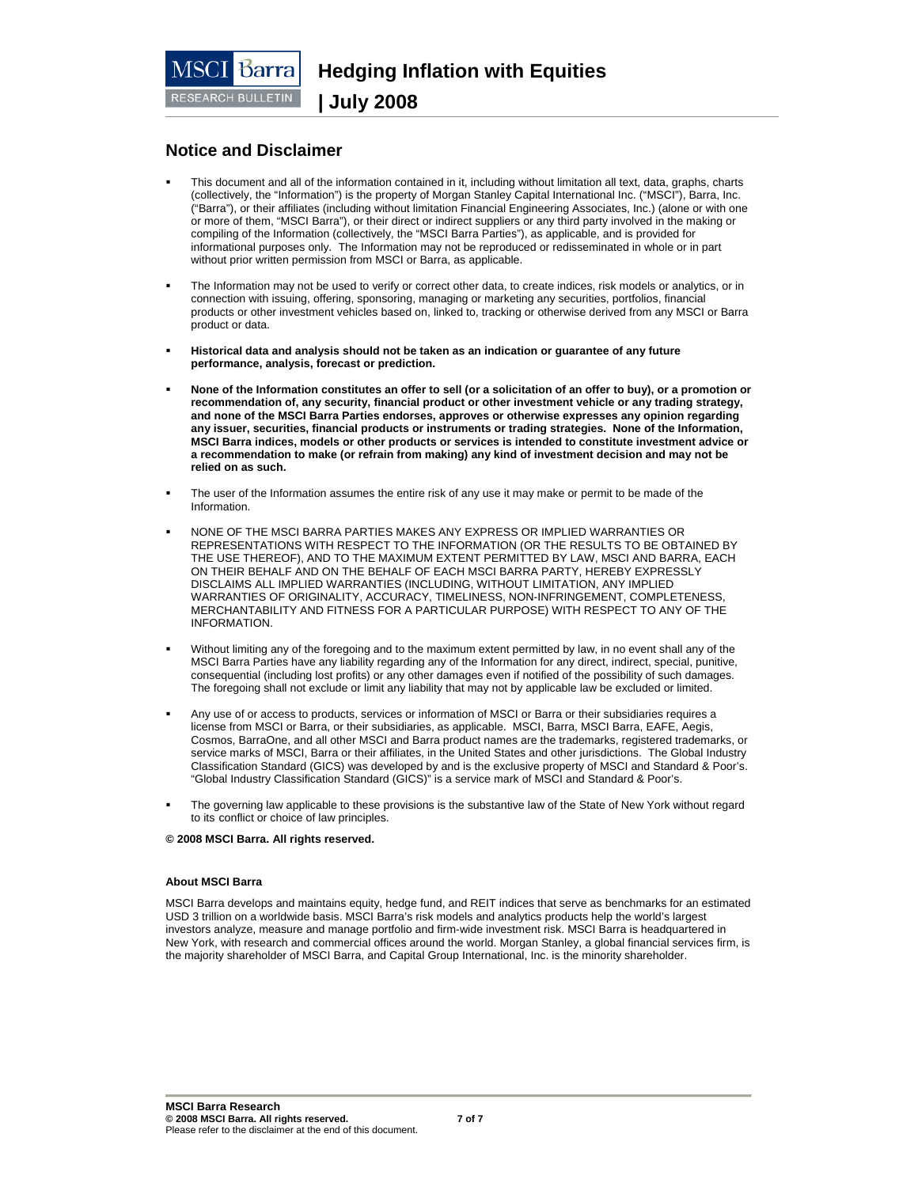## Notice and Disclaimer

- This document and all of the information contained in it, including without limitation all text, data, graphs, charts (collectively, the "Information") is the property of Morgan Stanley Capital International Inc. ("MSCI"), Barra, Inc. ("Barra"), or their affiliates (including without limitation Financial Engineering Associates, Inc.) (alone or with one or more of them, "MSCI Barra"), or their direct or indirect suppliers or any third party involved in the making or compiling of the Information (collectively, the "MSCI Barra Parties"), as applicable, and is provided for informational purposes only. The Information may not be reproduced or redisseminated in whole or in part without prior written permission from MSCI or Barra, as applicable.
- The Information may not be used to verify or correct other data, to create indices, risk models or analytics, or in connection with issuing, offering, sponsoring, managing or marketing any securities, portfolios, financial products or other investment vehicles based on, linked to, tracking or otherwise derived from any MSCI or Barra product or data.
- **Historical data and analysis should not be taken as an indication or guarantee of any future performance, analysis, forecast or prediction.**
- **None of the Information constitutes an offer to sell (or a solicitation of an offer to buy), or a promotion or recommendation of, any security, financial product or other investment vehicle or any trading strategy, and none of the MSCI Barra Parties endorses, approves or otherwise expresses any opinion regarding any issuer, securities, financial products or instruments or trading strategies. None of the Information, MSCI Barra indices, models or other products or services is intended to constitute investment advice or a recommendation to make (or refrain from making) any kind of investment decision and may not be relied on as such.**
- The user of the Information assumes the entire risk of any use it may make or permit to be made of the Information.
- NONE OF THE MSCI BARRA PARTIES MAKES ANY EXPRESS OR IMPLIED WARRANTIES OR REPRESENTATIONS WITH RESPECT TO THE INFORMATION (OR THE RESULTS TO BE OBTAINED BY THE USE THEREOF), AND TO THE MAXIMUM EXTENT PERMITTED BY LAW, MSCI AND BARRA, EACH ON THEIR BEHALF AND ON THE BEHALF OF EACH MSCI BARRA PARTY, HEREBY EXPRESSLY DISCLAIMS ALL IMPLIED WARRANTIES (INCLUDING, WITHOUT LIMITATION, ANY IMPLIED WARRANTIES OF ORIGINALITY, ACCURACY, TIMELINESS, NON-INFRINGEMENT, COMPLETENESS, MERCHANTABILITY AND FITNESS FOR A PARTICULAR PURPOSE) WITH RESPECT TO ANY OF THE INFORMATION.
- Without limiting any of the foregoing and to the maximum extent permitted by law, in no event shall any of the MSCI Barra Parties have any liability regarding any of the Information for any direct, indirect, special, punitive, consequential (including lost profits) or any other damages even if notified of the possibility of such damages. The foregoing shall not exclude or limit any liability that may not by applicable law be excluded or limited.
- Any use of or access to products, services or information of MSCI or Barra or their subsidiaries requires a license from MSCI or Barra, or their subsidiaries, as applicable. MSCI, Barra, MSCI Barra, EAFE, Aegis, Cosmos, BarraOne, and all other MSCI and Barra product names are the trademarks, registered trademarks, or service marks of MSCI, Barra or their affiliates, in the United States and other jurisdictions. The Global Industry Classification Standard (GICS) was developed by and is the exclusive property of MSCI and Standard & Poor's. "Global Industry Classification Standard (GICS)" is a service mark of MSCI and Standard & Poor's.
- The governing law applicable to these provisions is the substantive law of the State of New York without regard to its conflict or choice of law principles.

**© 2008 MSCI Barra. All rights reserved.**

**About MSCI Barra**

MSCI Barra develops and maintains equity, hedge fund, and REIT indices that serve as benchmarks for an estimated USD 3 trillion on a worldwide basis. MSCI Barra's risk models and analytics products help the world's largest investors analyze, measure and manage portfolio and firm-wide investment risk. MSCI Barra is headquartered in New York, with research and commercial offices around the world. Morgan Stanley, a global financial services firm, is the majority shareholder of MSCI Barra, and Capital Group International, Inc. is the minority shareholder.